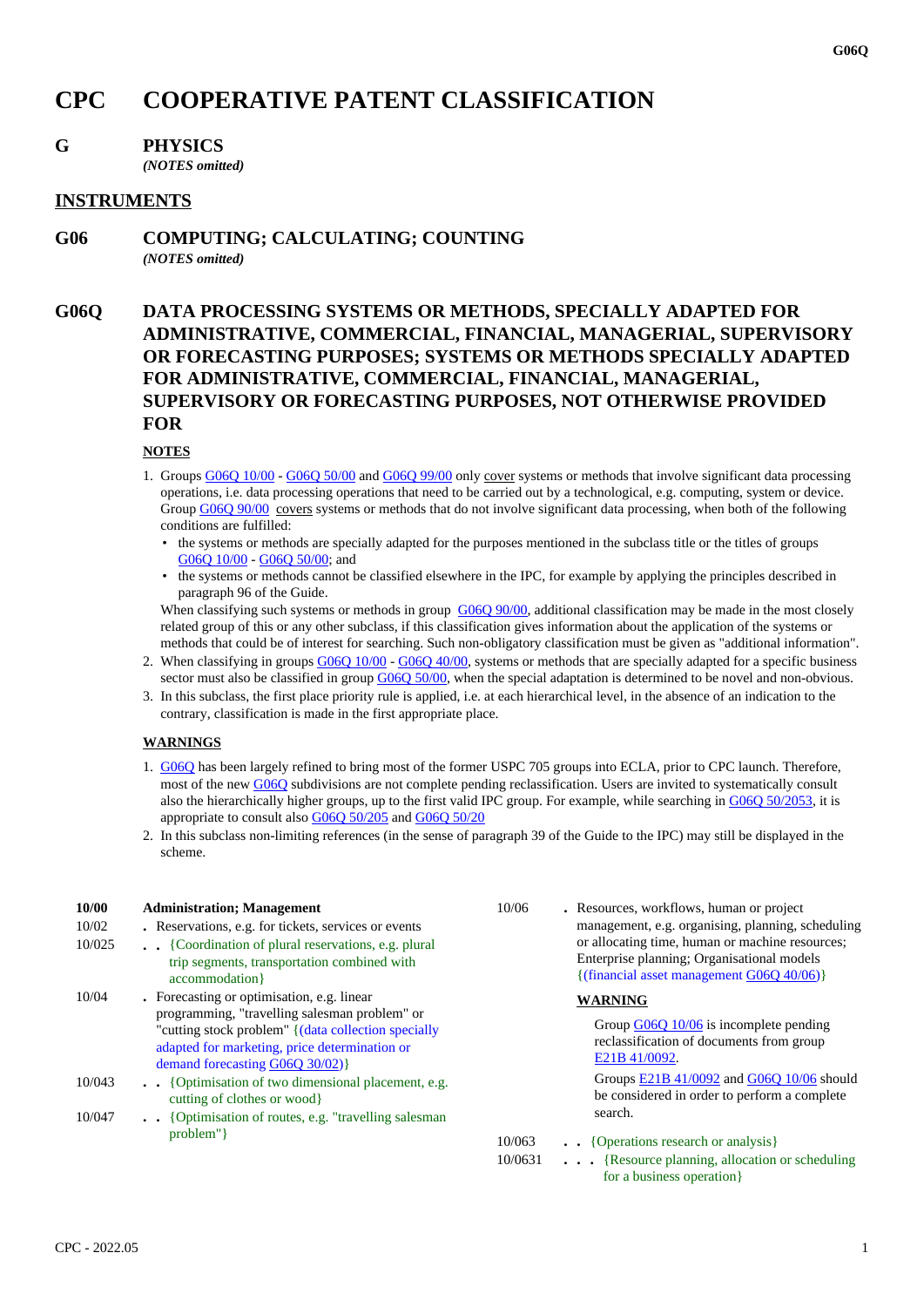# CPC COOPERATIVE PATENT CLASSIFICATION

## G PHYSICS

*(NOTES omitted)*

## INSTRUMENTS

## G06 COMPUTING; CALCULATING; COUNTING

*(NOTES omitted)*

## G06Q DATA PROCESSING SYSTEMS OR METHODS, SPECIALLY ADAPTED FOR ADMINISTRATIVE, COMMERCIAL, FINANCIAL, MANAGERIAL, SUPERVISORY OR FORECASTING PURPOSES; SYSTEMS OR METHODS SPECIALLY ADAPTED FOR ADMINISTRATIVE, COMMERCIAL, FINANCIAL, MANAGERIAL, SUPERVISORY OR FORECASTING PURPOSES, NOT OTHERWISE PROVIDED FOR

**NOTES**

1. Groups G06Q 10/00 - G06Q 50/00 and G06Q 99/00 only cover systems or methods that involve significant data processing operations, i.e. data processing operations that need to be carried out by a technological, e.g. computing, system or device. Group G06Q 90/00 covers systems or methods that do not involve significant data processing, when both of the following conditions are fulfilled:
   - the systems or methods are specially adapted for the purposes mentioned in the subclass title or the titles of groups G06Q 10/00 - G06Q 50/00; and
   - the systems or methods cannot be classified elsewhere in the IPC, for example by applying the principles described in paragraph 96 of the Guide.

   When classifying such systems or methods in group G06Q 90/00, additional classification may be made in the most closely related group of this or any other subclass, if this classification gives information about the application of the systems or methods that could be of interest for searching. Such non-obligatory classification must be given as "additional information".
2. When classifying in groups G06Q 10/00 - G06Q 40/00, systems or methods that are specially adapted for a specific business sector must also be classified in group G06Q 50/00, when the special adaptation is determined to be novel and non-obvious.
3. In this subclass, the first place priority rule is applied, i.e. at each hierarchical level, in the absence of an indication to the contrary, classification is made in the first appropriate place.

**WARNINGS**

1. G06Q has been largely refined to bring most of the former USPC 705 groups into ECLA, prior to CPC launch. Therefore, most of the new G06Q subdivisions are not complete pending reclassification. Users are invited to systematically consult also the hierarchically higher groups, up to the first valid IPC group. For example, while searching in G06Q 50/2053, it is appropriate to consult also G06Q 50/205 and G06Q 50/20
2. In this subclass non-limiting references (in the sense of paragraph 39 of the Guide to the IPC) may still be displayed in the scheme.

**10/00** **Administration; Management**

10/02 . Reservations, e.g. for tickets, services or events

10/025 . . {Coordination of plural reservations, e.g. plural trip segments, transportation combined with accommodation}

10/04 . Forecasting or optimisation, e.g. linear programming, "travelling salesman problem" or "cutting stock problem" {(data collection specially adapted for marketing, price determination or demand forecasting G06Q 30/02)}

10/043 . . {Optimisation of two dimensional placement, e.g. cutting of clothes or wood}

10/047 . . {Optimisation of routes, e.g. "travelling salesman problem"}

10/06 . Resources, workflows, human or project management, e.g. organising, planning, scheduling or allocating time, human or machine resources; Enterprise planning; Organisational models {(financial asset management G06Q 40/06)}

**WARNING**

Group G06Q 10/06 is incomplete pending reclassification of documents from group E21B 41/0092.

Groups E21B 41/0092 and G06Q 10/06 should be considered in order to perform a complete search.

10/063 . . {Operations research or analysis}

10/0631 . . . {Resource planning, allocation or scheduling for a business operation}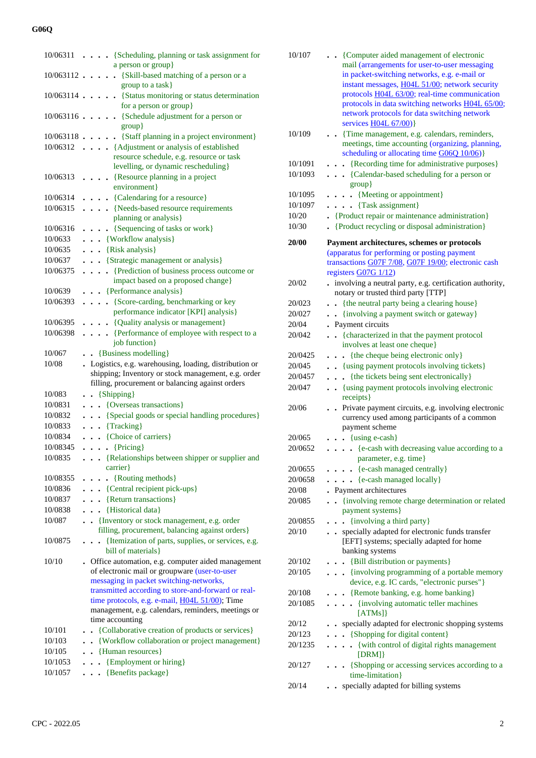| | |
|---|---|
| 10/06311 | . . . . {Scheduling, planning or task assignment for a person or group} |
| 10/063112 | . . . . . {Skill-based matching of a person or a group to a task} |
| 10/063114 | . . . . . {Status monitoring or status determination for a person or group} |
| 10/063116 | . . . . . {Schedule adjustment for a person or group} |
| 10/063118 | . . . . . {Staff planning in a project environment} |
| 10/06312 | . . . . {Adjustment or analysis of established resource schedule, e.g. resource or task levelling, or dynamic rescheduling} |
| 10/06313 | . . . . {Resource planning in a project environment} |
| 10/06314 | . . . . {Calendaring for a resource} |
| 10/06315 | . . . . {Needs-based resource requirements planning or analysis} |
| 10/06316 | . . . . {Sequencing of tasks or work} |
| 10/0633 | . . . {Workflow analysis} |
| 10/0635 | . . . {Risk analysis} |
| 10/0637 | . . . {Strategic management or analysis} |
| 10/06375 | . . . . {Prediction of business process outcome or impact based on a proposed change} |
| 10/0639 | . . . {Performance analysis} |
| 10/06393 | . . . . {Score-carding, benchmarking or key performance indicator [KPI] analysis} |
| 10/06395 | . . . . {Quality analysis or management} |
| 10/06398 | . . . . {Performance of employee with respect to a job function} |
| 10/067 | . . {Business modelling} |
| 10/08 | . Logistics, e.g. warehousing, loading, distribution or shipping; Inventory or stock management, e.g. order filling, procurement or balancing against orders |
| 10/083 | . . {Shipping} |
| 10/0831 | . . . {Overseas transactions} |
| 10/0832 | . . . {Special goods or special handling procedures} |
| 10/0833 | . . . {Tracking} |
| 10/0834 | . . . {Choice of carriers} |
| 10/08345 | . . . . {Pricing} |
| 10/0835 | . . . {Relationships between shipper or supplier and carrier} |
| 10/08355 | . . . . {Routing methods} |
| 10/0836 | . . . {Central recipient pick-ups} |
| 10/0837 | . . . {Return transactions} |
| 10/0838 | . . . {Historical data} |
| 10/087 | . . {Inventory or stock management, e.g. order filling, procurement, balancing against orders} |
| 10/0875 | . . . {Itemization of parts, supplies, or services, e.g. bill of materials} |
| 10/10 | . Office automation, e.g. computer aided management of electronic mail or groupware (user-to-user messaging in packet switching-networks, transmitted according to store-and-forward or real-time protocols, e.g. e-mail, H04L 51/00); Time management, e.g. calendars, reminders, meetings or time accounting |
| 10/101 | . . {Collaborative creation of products or services} |
| 10/103 | . . {Workflow collaboration or project management} |
| 10/105 | . . {Human resources} |
| 10/1053 | . . . {Employment or hiring} |
| 10/1057 | . . . {Benefits package} |
| 10/107 | . . {Computer aided management of electronic mail (arrangements for user-to-user messaging in packet-switching networks, e.g. e-mail or instant messages, H04L 51/00; network security protocols H04L 63/00; real-time communication protocols in data switching networks H04L 65/00; network protocols for data switching network services H04L 67/00)} |
| 10/109 | . . {Time management, e.g. calendars, reminders, meetings, time accounting (organizing, planning, scheduling or allocating time G06Q 10/06)} |
| 10/1091 | . . . {Recording time for administrative purposes} |
| 10/1093 | . . . {Calendar-based scheduling for a person or group} |
| 10/1095 | . . . . {Meeting or appointment} |
| 10/1097 | . . . . {Task assignment} |
| 10/20 | . {Product repair or maintenance administration} |
| 10/30 | . {Product recycling or disposal administration} |
| **20/00** | **Payment architectures, schemes or protocols** (apparatus for performing or posting payment transactions G07F 7/08, G07F 19/00; electronic cash registers G07G 1/12) |
| 20/02 | . involving a neutral party, e.g. certification authority, notary or trusted third party [TTP] |
| 20/023 | . . {the neutral party being a clearing house} |
| 20/027 | . . {involving a payment switch or gateway} |
| 20/04 | . Payment circuits |
| 20/042 | . . {characterized in that the payment protocol involves at least one cheque} |
| 20/0425 | . . . {the cheque being electronic only} |
| 20/045 | . . {using payment protocols involving tickets} |
| 20/0457 | . . . {the tickets being sent electronically} |
| 20/047 | . . {using payment protocols involving electronic receipts} |
| 20/06 | . . Private payment circuits, e.g. involving electronic currency used among participants of a common payment scheme |
| 20/065 | . . . {using e-cash} |
| 20/0652 | . . . . {e-cash with decreasing value according to a parameter, e.g. time} |
| 20/0655 | . . . . {e-cash managed centrally} |
| 20/0658 | . . . . {e-cash managed locally} |
| 20/08 | . Payment architectures |
| 20/085 | . . {involving remote charge determination or related payment systems} |
| 20/0855 | . . . {involving a third party} |
| 20/10 | . . specially adapted for electronic funds transfer [EFT] systems; specially adapted for home banking systems |
| 20/102 | . . . {Bill distribution or payments} |
| 20/105 | . . . {involving programming of a portable memory device, e.g. IC cards, "electronic purses"} |
| 20/108 | . . . {Remote banking, e.g. home banking} |
| 20/1085 | . . . . {involving automatic teller machines [ATMs]} |
| 20/12 | . . specially adapted for electronic shopping systems |
| 20/123 | . . . {Shopping for digital content} |
| 20/1235 | . . . . {with control of digital rights management [DRM]} |
| 20/127 | . . . {Shopping or accessing services according to a time-limitation} |
| 20/14 | . . specially adapted for billing systems |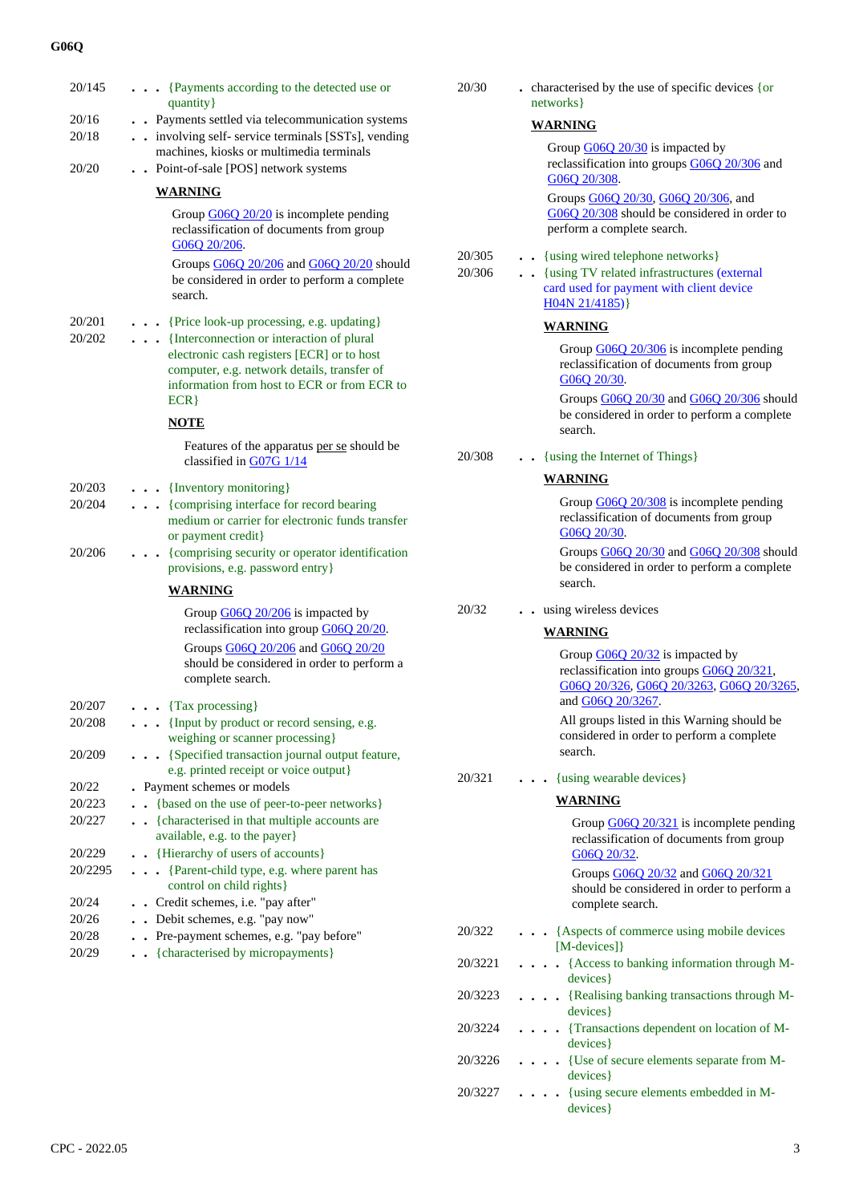20/145 . . . {Payments according to the detected use or quantity}

20/16 . . Payments settled via telecommunication systems

20/18 . . involving self- service terminals [SSTs], vending machines, kiosks or multimedia terminals

20/20 . . Point-of-sale [POS] network systems

**WARNING**

Group G06Q 20/20 is incomplete pending reclassification of documents from group G06Q 20/206.

Groups G06Q 20/206 and G06Q 20/20 should be considered in order to perform a complete search.

20/201 . . . {Price look-up processing, e.g. updating}

20/202 . . . {Interconnection or interaction of plural electronic cash registers [ECR] or to host computer, e.g. network details, transfer of information from host to ECR or from ECR to ECR}

**NOTE**

Features of the apparatus per se should be classified in G07G 1/14

20/203 . . . {Inventory monitoring}

20/204 . . . {comprising interface for record bearing medium or carrier for electronic funds transfer or payment credit}

20/206 . . . {comprising security or operator identification provisions, e.g. password entry}

**WARNING**

Group G06Q 20/206 is impacted by reclassification into group G06Q 20/20.

Groups G06Q 20/206 and G06Q 20/20 should be considered in order to perform a complete search.

20/207 . . . {Tax processing}

20/208 . . . {Input by product or record sensing, e.g. weighing or scanner processing}

20/209 . . . {Specified transaction journal output feature, e.g. printed receipt or voice output}

20/22 . Payment schemes or models

20/223 . . {based on the use of peer-to-peer networks}

20/227 . . {characterised in that multiple accounts are available, e.g. to the payer}

20/229 . . {Hierarchy of users of accounts}

20/2295 . . . {Parent-child type, e.g. where parent has control on child rights}

20/24 . . Credit schemes, i.e. "pay after"

20/26 . . Debit schemes, e.g. "pay now"

20/28 . . Pre-payment schemes, e.g. "pay before"

20/29 . . {characterised by micropayments}

20/30 . characterised by the use of specific devices {or networks}

**WARNING**

Group G06Q 20/30 is impacted by reclassification into groups G06Q 20/306 and G06Q 20/308.

Groups G06Q 20/30, G06Q 20/306, and G06Q 20/308 should be considered in order to perform a complete search.

20/305 . . {using wired telephone networks}

20/306 . . {using TV related infrastructures (external card used for payment with client device H04N 21/4185)}

**WARNING**

Group G06Q 20/306 is incomplete pending reclassification of documents from group G06Q 20/30.

Groups G06Q 20/30 and G06Q 20/306 should be considered in order to perform a complete search.

20/308 . . {using the Internet of Things}

**WARNING**

Group G06Q 20/308 is incomplete pending reclassification of documents from group G06Q 20/30.

Groups G06Q 20/30 and G06Q 20/308 should be considered in order to perform a complete search.

20/32 . . using wireless devices

**WARNING**

Group G06Q 20/32 is impacted by reclassification into groups G06Q 20/321, G06Q 20/326, G06Q 20/3263, G06Q 20/3265, and G06Q 20/3267.

All groups listed in this Warning should be considered in order to perform a complete search.

20/321 . . . {using wearable devices}

**WARNING**

Group G06Q 20/321 is incomplete pending reclassification of documents from group G06Q 20/32.

Groups G06Q 20/32 and G06Q 20/321 should be considered in order to perform a complete search.

20/322 . . . {Aspects of commerce using mobile devices [M-devices]}

20/3221 . . . . {Access to banking information through M-devices}

20/3223 . . . . {Realising banking transactions through M-devices}

20/3224 . . . . {Transactions dependent on location of M-devices}

20/3226 . . . . {Use of secure elements separate from M-devices}

20/3227 . . . . {using secure elements embedded in M-devices}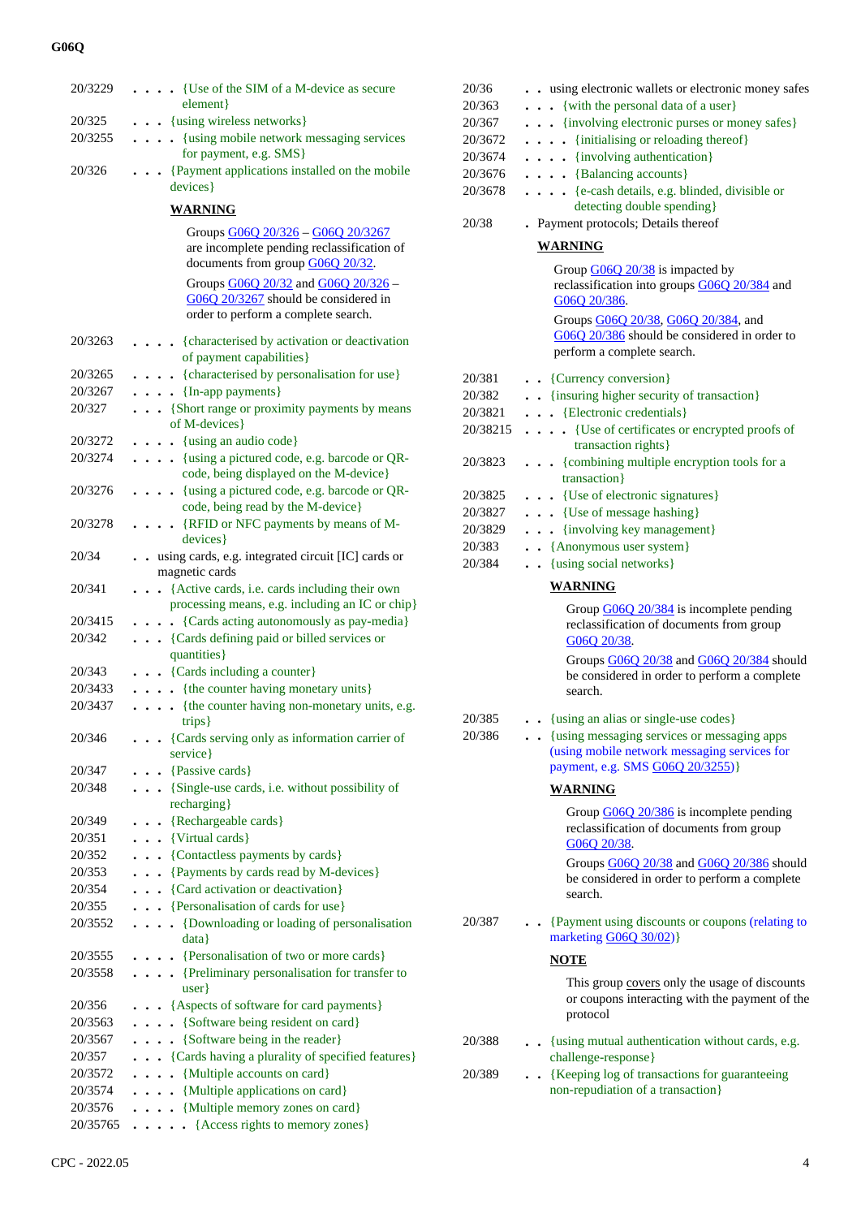| | |
|---|---|
| 20/3229 | . . . . {Use of the SIM of a M-device as secure element} |
| 20/325 | . . . {using wireless networks} |
| 20/3255 | . . . . {using mobile network messaging services for payment, e.g. SMS} |
| 20/326 | . . . {Payment applications installed on the mobile devices} |

**WARNING**

Groups G06Q 20/326 – G06Q 20/3267 are incomplete pending reclassification of documents from group G06Q 20/32.

Groups G06Q 20/32 and G06Q 20/326 – G06Q 20/3267 should be considered in order to perform a complete search.

| | |
|---|---|
| 20/3263 | . . . . {characterised by activation or deactivation of payment capabilities} |
| 20/3265 | . . . . {characterised by personalisation for use} |
| 20/3267 | . . . . {In-app payments} |
| 20/327 | . . . {Short range or proximity payments by means of M-devices} |
| 20/3272 | . . . . {using an audio code} |
| 20/3274 | . . . . {using a pictured code, e.g. barcode or QR-code, being displayed on the M-device} |
| 20/3276 | . . . . {using a pictured code, e.g. barcode or QR-code, being read by the M-device} |
| 20/3278 | . . . . {RFID or NFC payments by means of M-devices} |
| 20/34 | . . using cards, e.g. integrated circuit [IC] cards or magnetic cards |
| 20/341 | . . . {Active cards, i.e. cards including their own processing means, e.g. including an IC or chip} |
| 20/3415 | . . . . {Cards acting autonomously as pay-media} |
| 20/342 | . . . {Cards defining paid or billed services or quantities} |
| 20/343 | . . . {Cards including a counter} |
| 20/3433 | . . . . {the counter having monetary units} |
| 20/3437 | . . . . {the counter having non-monetary units, e.g. trips} |
| 20/346 | . . . {Cards serving only as information carrier of service} |
| 20/347 | . . . {Passive cards} |
| 20/348 | . . . {Single-use cards, i.e. without possibility of recharging} |
| 20/349 | . . . {Rechargeable cards} |
| 20/351 | . . . {Virtual cards} |
| 20/352 | . . . {Contactless payments by cards} |
| 20/353 | . . . {Payments by cards read by M-devices} |
| 20/354 | . . . {Card activation or deactivation} |
| 20/355 | . . . {Personalisation of cards for use} |
| 20/3552 | . . . . {Downloading or loading of personalisation data} |
| 20/3555 | . . . . {Personalisation of two or more cards} |
| 20/3558 | . . . . {Preliminary personalisation for transfer to user} |
| 20/356 | . . . {Aspects of software for card payments} |
| 20/3563 | . . . . {Software being resident on card} |
| 20/3567 | . . . . {Software being in the reader} |
| 20/357 | . . . {Cards having a plurality of specified features} |
| 20/3572 | . . . . {Multiple accounts on card} |
| 20/3574 | . . . . {Multiple applications on card} |
| 20/3576 | . . . . {Multiple memory zones on card} |
| 20/35765 | . . . . . {Access rights to memory zones} |
| 20/36 | . . using electronic wallets or electronic money safes |
| 20/363 | . . . {with the personal data of a user} |
| 20/367 | . . . {involving electronic purses or money safes} |
| 20/3672 | . . . . {initialising or reloading thereof} |
| 20/3674 | . . . . {involving authentication} |
| 20/3676 | . . . . {Balancing accounts} |
| 20/3678 | . . . . {e-cash details, e.g. blinded, divisible or detecting double spending} |
| 20/38 | . Payment protocols; Details thereof |

**WARNING**

Group G06Q 20/38 is impacted by reclassification into groups G06Q 20/384 and G06Q 20/386.

Groups G06Q 20/38, G06Q 20/384, and G06Q 20/386 should be considered in order to perform a complete search.

| | |
|---|---|
| 20/381 | . . {Currency conversion} |
| 20/382 | . . {insuring higher security of transaction} |
| 20/3821 | . . . {Electronic credentials} |
| 20/38215 | . . . . {Use of certificates or encrypted proofs of transaction rights} |
| 20/3823 | . . . {combining multiple encryption tools for a transaction} |
| 20/3825 | . . . {Use of electronic signatures} |
| 20/3827 | . . . {Use of message hashing} |
| 20/3829 | . . . {involving key management} |
| 20/383 | . . {Anonymous user system} |
| 20/384 | . . {using social networks} |

**WARNING**

Group G06Q 20/384 is incomplete pending reclassification of documents from group G06Q 20/38.

Groups G06Q 20/38 and G06Q 20/384 should be considered in order to perform a complete search.

| | |
|---|---|
| 20/385 | . . {using an alias or single-use codes} |
| 20/386 | . . {using messaging services or messaging apps (using mobile network messaging services for payment, e.g. SMS G06Q 20/3255)} |

**WARNING**

Group G06Q 20/386 is incomplete pending reclassification of documents from group G06Q 20/38.

Groups G06Q 20/38 and G06Q 20/386 should be considered in order to perform a complete search.

| | |
|---|---|
| 20/387 | . . {Payment using discounts or coupons (relating to marketing G06Q 30/02)} |

**NOTE**

This group covers only the usage of discounts or coupons interacting with the payment of the protocol

| | |
|---|---|
| 20/388 | . . {using mutual authentication without cards, e.g. challenge-response} |
| 20/389 | . . {Keeping log of transactions for guaranteeing non-repudiation of a transaction} |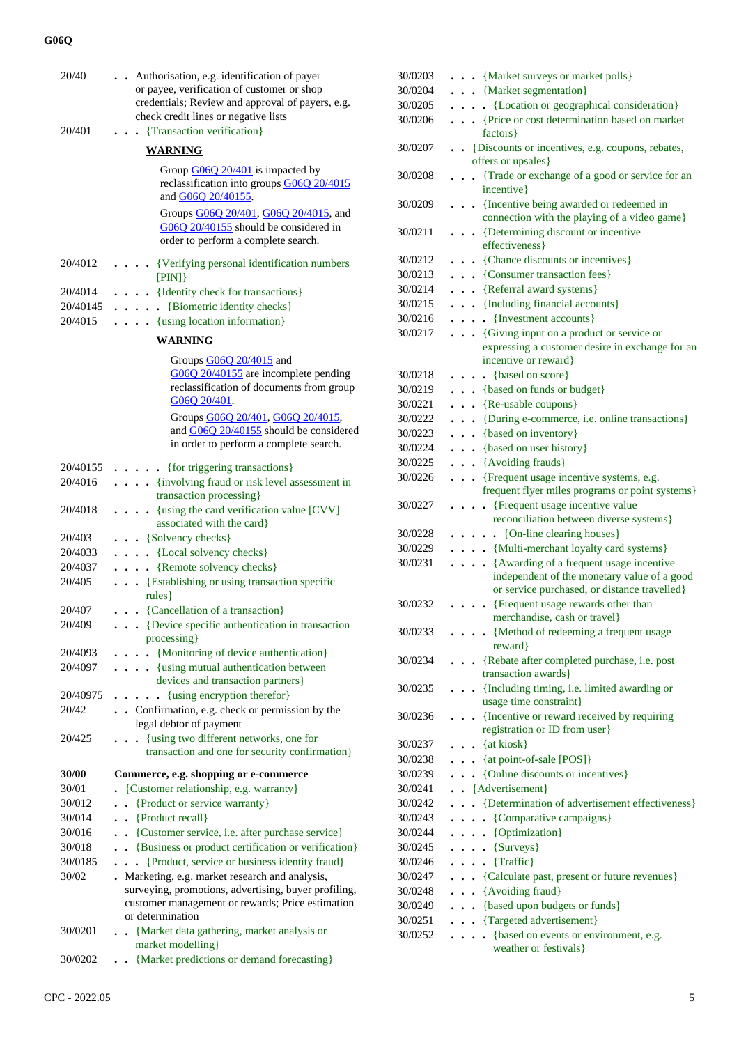| | |
|---|---|
| 20/40 | . . Authorisation, e.g. identification of payer or payee, verification of customer or shop credentials; Review and approval of payers, e.g. check credit lines or negative lists |
| 20/401 | . . . {Transaction verification} |

**WARNING**

Group G06Q 20/401 is impacted by reclassification into groups G06Q 20/4015 and G06Q 20/40155.

Groups G06Q 20/401, G06Q 20/4015, and G06Q 20/40155 should be considered in order to perform a complete search.

| | |
|---|---|
| 20/4012 | . . . . {Verifying personal identification numbers [PIN]} |
| 20/4014 | . . . . {Identity check for transactions} |
| 20/40145 | . . . . . {Biometric identity checks} |
| 20/4015 | . . . . {using location information} |

**WARNING**

Groups G06Q 20/4015 and G06Q 20/40155 are incomplete pending reclassification of documents from group G06Q 20/401.

Groups G06Q 20/401, G06Q 20/4015, and G06Q 20/40155 should be considered in order to perform a complete search.

| | |
|---|---|
| 20/40155 | . . . . . {for triggering transactions} |
| 20/4016 | . . . . {involving fraud or risk level assessment in transaction processing} |
| 20/4018 | . . . . {using the card verification value [CVV] associated with the card} |
| 20/403 | . . . {Solvency checks} |
| 20/4033 | . . . . {Local solvency checks} |
| 20/4037 | . . . . {Remote solvency checks} |
| 20/405 | . . . {Establishing or using transaction specific rules} |
| 20/407 | . . . {Cancellation of a transaction} |
| 20/409 | . . . {Device specific authentication in transaction processing} |
| 20/4093 | . . . . {Monitoring of device authentication} |
| 20/4097 | . . . . {using mutual authentication between devices and transaction partners} |
| 20/40975 | . . . . . {using encryption therefor} |
| 20/42 | . . Confirmation, e.g. check or permission by the legal debtor of payment |
| 20/425 | . . . {using two different networks, one for transaction and one for security confirmation} |
| **30/00** | **Commerce, e.g. shopping or e-commerce** |
| 30/01 | . {Customer relationship, e.g. warranty} |
| 30/012 | . . {Product or service warranty} |
| 30/014 | . . {Product recall} |
| 30/016 | . . {Customer service, i.e. after purchase service} |
| 30/018 | . . {Business or product certification or verification} |
| 30/0185 | . . . {Product, service or business identity fraud} |
| 30/02 | . Marketing, e.g. market research and analysis, surveying, promotions, advertising, buyer profiling, customer management or rewards; Price estimation or determination |
| 30/0201 | . . {Market data gathering, market analysis or market modelling} |
| 30/0202 | . . {Market predictions or demand forecasting} |
| 30/0203 | . . . {Market surveys or market polls} |
| 30/0204 | . . . {Market segmentation} |
| 30/0205 | . . . . {Location or geographical consideration} |
| 30/0206 | . . . {Price or cost determination based on market factors} |
| 30/0207 | . . {Discounts or incentives, e.g. coupons, rebates, offers or upsales} |
| 30/0208 | . . . {Trade or exchange of a good or service for an incentive} |
| 30/0209 | . . . {Incentive being awarded or redeemed in connection with the playing of a video game} |
| 30/0211 | . . . {Determining discount or incentive effectiveness} |
| 30/0212 | . . . {Chance discounts or incentives} |
| 30/0213 | . . . {Consumer transaction fees} |
| 30/0214 | . . . {Referral award systems} |
| 30/0215 | . . . {Including financial accounts} |
| 30/0216 | . . . . {Investment accounts} |
| 30/0217 | . . . {Giving input on a product or service or expressing a customer desire in exchange for an incentive or reward} |
| 30/0218 | . . . . {based on score} |
| 30/0219 | . . . {based on funds or budget} |
| 30/0221 | . . . {Re-usable coupons} |
| 30/0222 | . . . {During e-commerce, i.e. online transactions} |
| 30/0223 | . . . {based on inventory} |
| 30/0224 | . . . {based on user history} |
| 30/0225 | . . . {Avoiding frauds} |
| 30/0226 | . . . {Frequent usage incentive systems, e.g. frequent flyer miles programs or point systems} |
| 30/0227 | . . . . {Frequent usage incentive value reconciliation between diverse systems} |
| 30/0228 | . . . . . {On-line clearing houses} |
| 30/0229 | . . . . {Multi-merchant loyalty card systems} |
| 30/0231 | . . . . {Awarding of a frequent usage incentive independent of the monetary value of a good or service purchased, or distance travelled} |
| 30/0232 | . . . . {Frequent usage rewards other than merchandise, cash or travel} |
| 30/0233 | . . . . {Method of redeeming a frequent usage reward} |
| 30/0234 | . . . {Rebate after completed purchase, i.e. post transaction awards} |
| 30/0235 | . . . {Including timing, i.e. limited awarding or usage time constraint} |
| 30/0236 | . . . {Incentive or reward received by requiring registration or ID from user} |
| 30/0237 | . . . {at kiosk} |
| 30/0238 | . . . {at point-of-sale [POS]} |
| 30/0239 | . . . {Online discounts or incentives} |
| 30/0241 | . . {Advertisement} |
| 30/0242 | . . . {Determination of advertisement effectiveness} |
| 30/0243 | . . . . {Comparative campaigns} |
| 30/0244 | . . . . {Optimization} |
| 30/0245 | . . . . {Surveys} |
| 30/0246 | . . . . {Traffic} |
| 30/0247 | . . . {Calculate past, present or future revenues} |
| 30/0248 | . . . {Avoiding fraud} |
| 30/0249 | . . . {based upon budgets or funds} |
| 30/0251 | . . . {Targeted advertisement} |
| 30/0252 | . . . . {based on events or environment, e.g. weather or festivals} |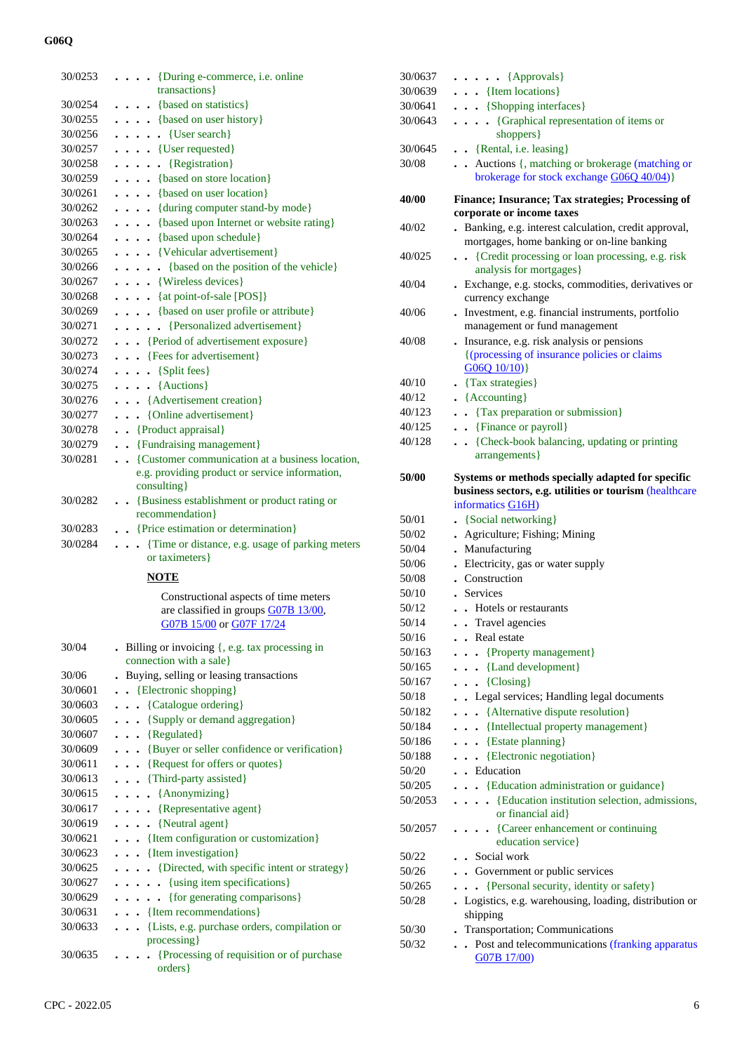| Code | Title |
| --- | --- |
| 30/0253 | . . . . {During e-commerce, i.e. online transactions} |
| 30/0254 | . . . . {based on statistics} |
| 30/0255 | . . . . {based on user history} |
| 30/0256 | . . . . . {User search} |
| 30/0257 | . . . . {User requested} |
| 30/0258 | . . . . . {Registration} |
| 30/0259 | . . . . {based on store location} |
| 30/0261 | . . . . {based on user location} |
| 30/0262 | . . . . {during computer stand-by mode} |
| 30/0263 | . . . . {based upon Internet or website rating} |
| 30/0264 | . . . . {based upon schedule} |
| 30/0265 | . . . . {Vehicular advertisement} |
| 30/0266 | . . . . . {based on the position of the vehicle} |
| 30/0267 | . . . . {Wireless devices} |
| 30/0268 | . . . . {at point-of-sale [POS]} |
| 30/0269 | . . . . {based on user profile or attribute} |
| 30/0271 | . . . . . {Personalized advertisement} |
| 30/0272 | . . . {Period of advertisement exposure} |
| 30/0273 | . . . {Fees for advertisement} |
| 30/0274 | . . . . {Split fees} |
| 30/0275 | . . . . {Auctions} |
| 30/0276 | . . . {Advertisement creation} |
| 30/0277 | . . . {Online advertisement} |
| 30/0278 | . . {Product appraisal} |
| 30/0279 | . . {Fundraising management} |
| 30/0281 | . . {Customer communication at a business location, e.g. providing product or service information, consulting} |
| 30/0282 | . . {Business establishment or product rating or recommendation} |
| 30/0283 | . . {Price estimation or determination} |
| 30/0284 | . . . {Time or distance, e.g. usage of parking meters or taximeters} |

**NOTE**

Constructional aspects of time meters are classified in groups G07B 13/00, G07B 15/00 or G07F 17/24

| Code | Title |
| --- | --- |
| 30/04 | . Billing or invoicing {, e.g. tax processing in connection with a sale} |
| 30/06 | . Buying, selling or leasing transactions |
| 30/0601 | . . {Electronic shopping} |
| 30/0603 | . . . {Catalogue ordering} |
| 30/0605 | . . . {Supply or demand aggregation} |
| 30/0607 | . . . {Regulated} |
| 30/0609 | . . . {Buyer or seller confidence or verification} |
| 30/0611 | . . . {Request for offers or quotes} |
| 30/0613 | . . . {Third-party assisted} |
| 30/0615 | . . . . {Anonymizing} |
| 30/0617 | . . . . {Representative agent} |
| 30/0619 | . . . . {Neutral agent} |
| 30/0621 | . . . {Item configuration or customization} |
| 30/0623 | . . . {Item investigation} |
| 30/0625 | . . . . {Directed, with specific intent or strategy} |
| 30/0627 | . . . . . {using item specifications} |
| 30/0629 | . . . . . {for generating comparisons} |
| 30/0631 | . . . {Item recommendations} |
| 30/0633 | . . . {Lists, e.g. purchase orders, compilation or processing} |
| 30/0635 | . . . . {Processing of requisition or of purchase orders} |
| 30/0637 | . . . . . {Approvals} |
| 30/0639 | . . . {Item locations} |
| 30/0641 | . . . {Shopping interfaces} |
| 30/0643 | . . . . {Graphical representation of items or shoppers} |
| 30/0645 | . . {Rental, i.e. leasing} |
| 30/08 | . . Auctions {, matching or brokerage (matching or brokerage for stock exchange G06Q 40/04)} |
| **40/00** | **Finance; Insurance; Tax strategies; Processing of corporate or income taxes** |
| 40/02 | . Banking, e.g. interest calculation, credit approval, mortgages, home banking or on-line banking |
| 40/025 | . . {Credit processing or loan processing, e.g. risk analysis for mortgages} |
| 40/04 | . Exchange, e.g. stocks, commodities, derivatives or currency exchange |
| 40/06 | . Investment, e.g. financial instruments, portfolio management or fund management |
| 40/08 | . Insurance, e.g. risk analysis or pensions {(processing of insurance policies or claims G06Q 10/10)} |
| 40/10 | . {Tax strategies} |
| 40/12 | . {Accounting} |
| 40/123 | . . {Tax preparation or submission} |
| 40/125 | . . {Finance or payroll} |
| 40/128 | . . {Check-book balancing, updating or printing arrangements} |
| **50/00** | **Systems or methods specially adapted for specific business sectors, e.g. utilities or tourism** (healthcare informatics G16H) |
| 50/01 | . {Social networking} |
| 50/02 | . Agriculture; Fishing; Mining |
| 50/04 | . Manufacturing |
| 50/06 | . Electricity, gas or water supply |
| 50/08 | . Construction |
| 50/10 | . Services |
| 50/12 | . . Hotels or restaurants |
| 50/14 | . . Travel agencies |
| 50/16 | . . Real estate |
| 50/163 | . . . {Property management} |
| 50/165 | . . . {Land development} |
| 50/167 | . . . {Closing} |
| 50/18 | . . Legal services; Handling legal documents |
| 50/182 | . . . {Alternative dispute resolution} |
| 50/184 | . . . {Intellectual property management} |
| 50/186 | . . . {Estate planning} |
| 50/188 | . . . {Electronic negotiation} |
| 50/20 | . . Education |
| 50/205 | . . . {Education administration or guidance} |
| 50/2053 | . . . . {Education institution selection, admissions, or financial aid} |
| 50/2057 | . . . . {Career enhancement or continuing education service} |
| 50/22 | . . Social work |
| 50/26 | . . Government or public services |
| 50/265 | . . . {Personal security, identity or safety} |
| 50/28 | . Logistics, e.g. warehousing, loading, distribution or shipping |
| 50/30 | . Transportation; Communications |
| 50/32 | . . Post and telecommunications (franking apparatus G07B 17/00) |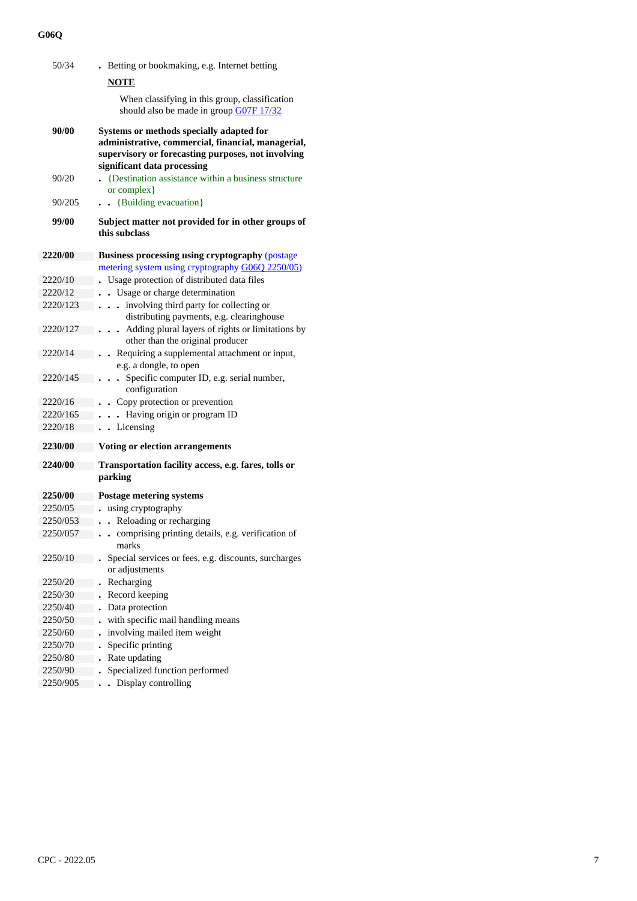| | |
|---|---|
| 50/34 | . Betting or bookmaking, e.g. Internet betting<br><br>**NOTE**<br><br>When classifying in this group, classification should also be made in group G07F 17/32 |
| **90/00** | **Systems or methods specially adapted for administrative, commercial, financial, managerial, supervisory or forecasting purposes, not involving significant data processing** |
| 90/20 | . {Destination assistance within a business structure or complex} |
| 90/205 | . . {Building evacuation} |
| **99/00** | **Subject matter not provided for in other groups of this subclass** |
| **2220/00** | **Business processing using cryptography** (postage metering system using cryptography G06Q 2250/05) |
| 2220/10 | . Usage protection of distributed data files |
| 2220/12 | . . Usage or charge determination |
| 2220/123 | . . . involving third party for collecting or distributing payments, e.g. clearinghouse |
| 2220/127 | . . . Adding plural layers of rights or limitations by other than the original producer |
| 2220/14 | . . Requiring a supplemental attachment or input, e.g. a dongle, to open |
| 2220/145 | . . . Specific computer ID, e.g. serial number, configuration |
| 2220/16 | . . Copy protection or prevention |
| 2220/165 | . . . Having origin or program ID |
| 2220/18 | . . Licensing |
| **2230/00** | **Voting or election arrangements** |
| **2240/00** | **Transportation facility access, e.g. fares, tolls or parking** |
| **2250/00** | **Postage metering systems** |
| 2250/05 | . using cryptography |
| 2250/053 | . . Reloading or recharging |
| 2250/057 | . . comprising printing details, e.g. verification of marks |
| 2250/10 | . Special services or fees, e.g. discounts, surcharges or adjustments |
| 2250/20 | . Recharging |
| 2250/30 | . Record keeping |
| 2250/40 | . Data protection |
| 2250/50 | . with specific mail handling means |
| 2250/60 | . involving mailed item weight |
| 2250/70 | . Specific printing |
| 2250/80 | . Rate updating |
| 2250/90 | . Specialized function performed |
| 2250/905 | . . Display controlling |